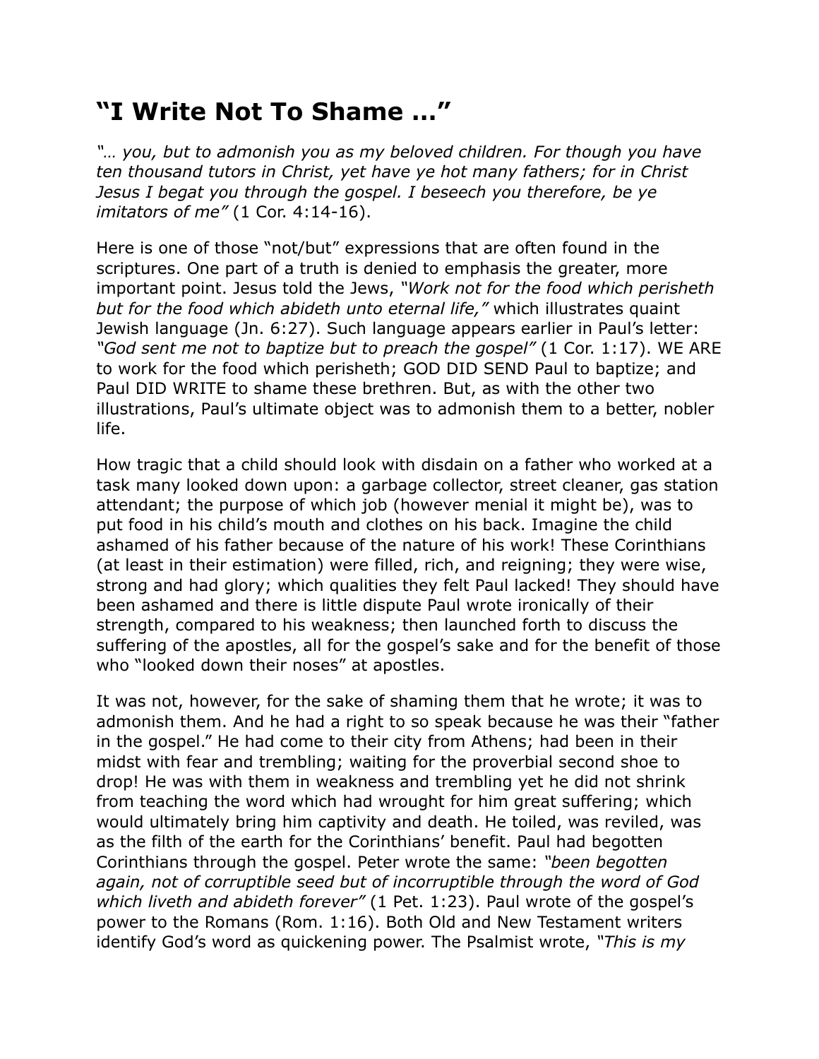# "I Write Not To Shame …"

*"… you, but to admonish you as my beloved children. For though you have ten thousand tutors in Christ, yet have ye hot many fathers; for in Christ Jesus I begat you through the gospel. I beseech you therefore, be ye imitators of me"* (1 Cor. 4:14-16).

Here is one of those "not/but" expressions that are often found in the scriptures. One part of a truth is denied to emphasis the greater, more important point. Jesus told the Jews, *"Work not for the food which perisheth but for the food which abideth unto eternal life,"* which illustrates quaint Jewish language (Jn. 6:27). Such language appears earlier in Paul's letter: *"God sent me not to baptize but to preach the gospel"* (1 Cor. 1:17). WE ARE to work for the food which perisheth; GOD DID SEND Paul to baptize; and Paul DID WRITE to shame these brethren. But, as with the other two illustrations, Paul's ultimate object was to admonish them to a better, nobler life.

How tragic that a child should look with disdain on a father who worked at a task many looked down upon: a garbage collector, street cleaner, gas station attendant; the purpose of which job (however menial it might be), was to put food in his child's mouth and clothes on his back. Imagine the child ashamed of his father because of the nature of his work! These Corinthians (at least in their estimation) were filled, rich, and reigning; they were wise, strong and had glory; which qualities they felt Paul lacked! They should have been ashamed and there is little dispute Paul wrote ironically of their strength, compared to his weakness; then launched forth to discuss the suffering of the apostles, all for the gospel's sake and for the benefit of those who "looked down their noses" at apostles.

It was not, however, for the sake of shaming them that he wrote; it was to admonish them. And he had a right to so speak because he was their "father in the gospel." He had come to their city from Athens; had been in their midst with fear and trembling; waiting for the proverbial second shoe to drop! He was with them in weakness and trembling yet he did not shrink from teaching the word which had wrought for him great suffering; which would ultimately bring him captivity and death. He toiled, was reviled, was as the filth of the earth for the Corinthians' benefit. Paul had begotten Corinthians through the gospel. Peter wrote the same: *"been begotten again, not of corruptible seed but of incorruptible through the word of God which liveth and abideth forever"* (1 Pet. 1:23). Paul wrote of the gospel's power to the Romans (Rom. 1:16). Both Old and New Testament writers identify God's word as quickening power. The Psalmist wrote, *"This is my*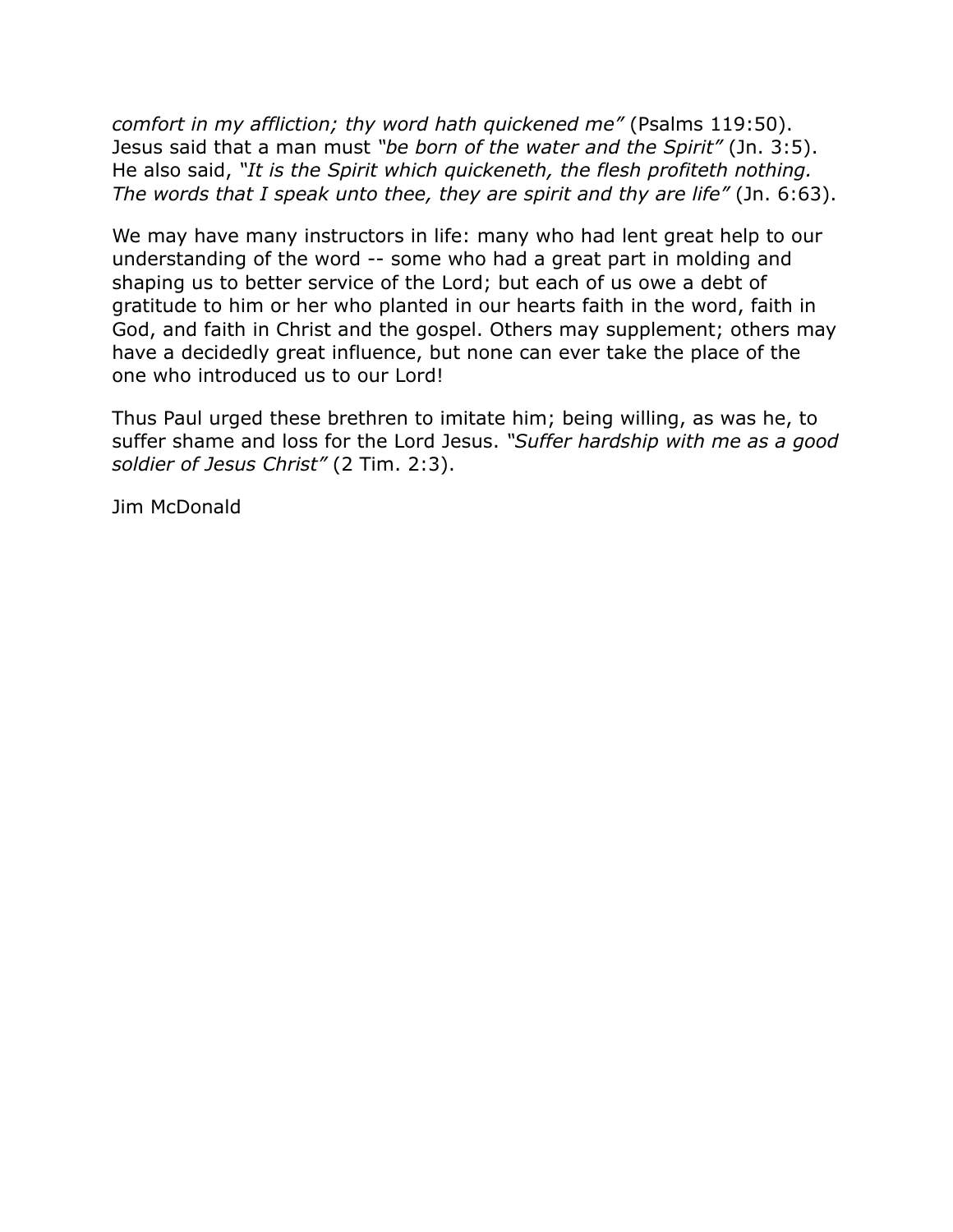*comfort in my affliction; thy word hath quickened me"* (Psalms 119:50). Jesus said that a man must *"be born of the water and the Spirit"* (Jn. 3:5). He also said, *"It is the Spirit which quickeneth, the flesh profiteth nothing. The words that I speak unto thee, they are spirit and thy are life"* (Jn. 6:63).

We may have many instructors in life: many who had lent great help to our understanding of the word -- some who had a great part in molding and shaping us to better service of the Lord; but each of us owe a debt of gratitude to him or her who planted in our hearts faith in the word, faith in God, and faith in Christ and the gospel. Others may supplement; others may have a decidedly great influence, but none can ever take the place of the one who introduced us to our Lord!

Thus Paul urged these brethren to imitate him; being willing, as was he, to suffer shame and loss for the Lord Jesus. *"Suffer hardship with me as a good soldier of Jesus Christ"* (2 Tim. 2:3).

Jim McDonald